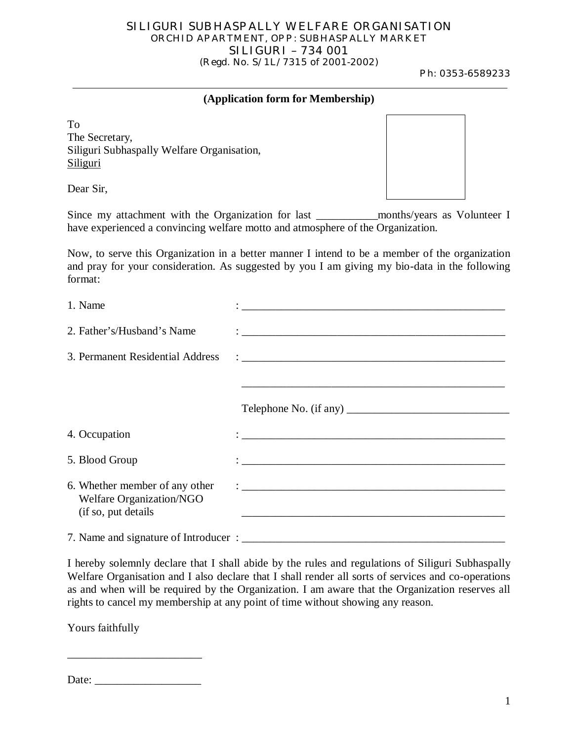# SILIGURI SUBHASPALLY WELFARE ORGANISATION

ORCHID APARTMENT, OPP: SUBHASPALLY MARKET
SILIGURI – 734 001
(Regd. No. S/1L/7315 of 2001-2002)

Ph: 0353-6589233

---

**(Application form for Membership)**

To
The Secretary,
Siliguri Subhaspally Welfare Organisation,
Siliguri

Dear Sir,

Since my attachment with the Organization for last ___________months/years as Volunteer I have experienced a convincing welfare motto and atmosphere of the Organization.

Now, to serve this Organization in a better manner I intend to be a member of the organization and pray for your consideration. As suggested by you I am giving my bio-data in the following format:

1. Name : _______________________________________________
2. Father's/Husband's Name : _______________________________________________
3. Permanent Residential Address : _______________________________________________

   _______________________________________________

   Telephone No. (if any) _____________________________
4. Occupation : _______________________________________________
5. Blood Group : _______________________________________________
6. Whether member of any other Welfare Organization/NGO (if so, put details : _______________________________________________

   _______________________________________________
7. Name and signature of Introducer : _______________________________________________

I hereby solemnly declare that I shall abide by the rules and regulations of Siliguri Subhaspally Welfare Organisation and I also declare that I shall render all sorts of services and co-operations as and when will be required by the Organization. I am aware that the Organization reserves all rights to cancel my membership at any point of time without showing any reason.

Yours faithfully

________________________

Date: ___________________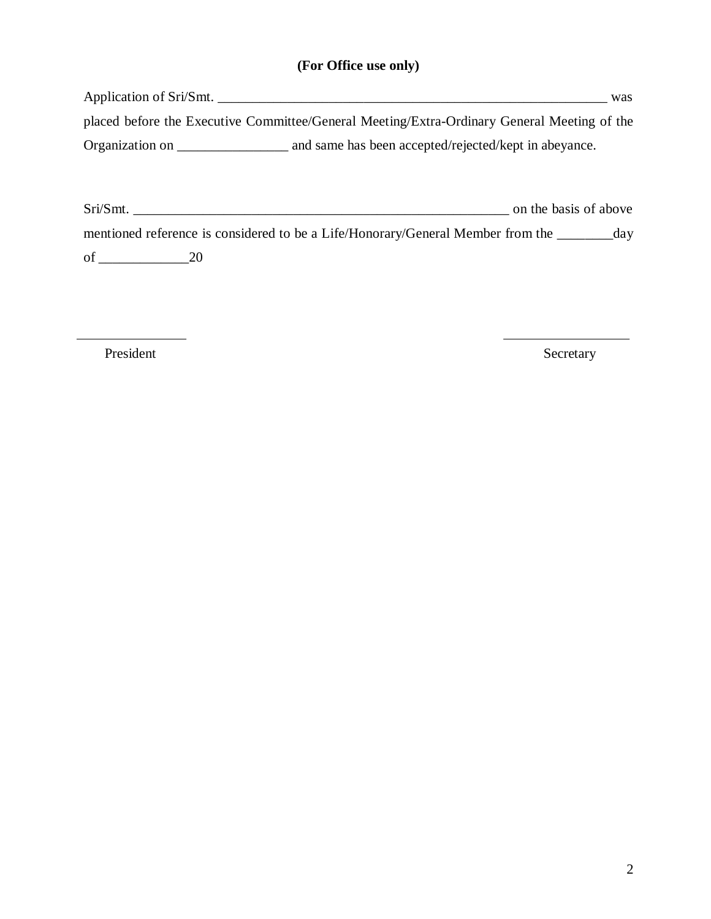**(For Office use only)**

Application of Sri/Smt. ____________________________________________________________ was placed before the Executive Committee/General Meeting/Extra-Ordinary General Meeting of the Organization on ________________ and same has been accepted/rejected/kept in abeyance.

Sri/Smt. __________________________________________________________ on the basis of above mentioned reference is considered to be a Life/Honorary/General Member from the ________day of _____________20

________________ ________________

President Secretary